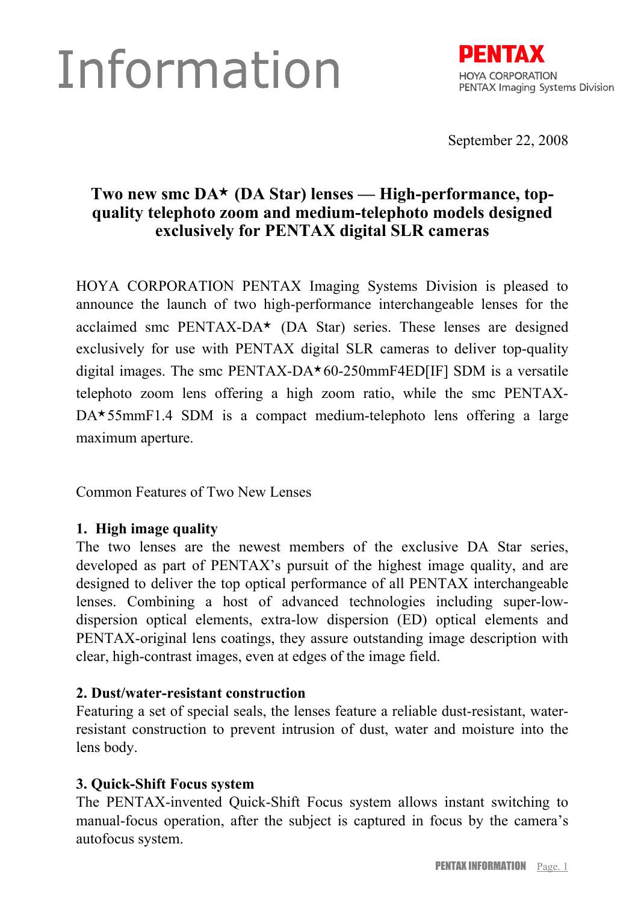# Information

**PENTAX**
HOYA CORPORATION
PENTAX Imaging Systems Division

September 22, 2008

## Two new smc DA★ (DA Star) lenses — High-performance, top-quality telephoto zoom and medium-telephoto models designed exclusively for PENTAX digital SLR cameras

HOYA CORPORATION PENTAX Imaging Systems Division is pleased to announce the launch of two high-performance interchangeable lenses for the acclaimed smc PENTAX-DA★ (DA Star) series. These lenses are designed exclusively for use with PENTAX digital SLR cameras to deliver top-quality digital images. The smc PENTAX-DA★60-250mmF4ED[IF] SDM is a versatile telephoto zoom lens offering a high zoom ratio, while the smc PENTAX-DA★55mmF1.4 SDM is a compact medium-telephoto lens offering a large maximum aperture.

Common Features of Two New Lenses

### 1. High image quality

The two lenses are the newest members of the exclusive DA Star series, developed as part of PENTAX's pursuit of the highest image quality, and are designed to deliver the top optical performance of all PENTAX interchangeable lenses. Combining a host of advanced technologies including super-low-dispersion optical elements, extra-low dispersion (ED) optical elements and PENTAX-original lens coatings, they assure outstanding image description with clear, high-contrast images, even at edges of the image field.

### 2. Dust/water-resistant construction

Featuring a set of special seals, the lenses feature a reliable dust-resistant, water-resistant construction to prevent intrusion of dust, water and moisture into the lens body.

### 3. Quick-Shift Focus system

The PENTAX-invented Quick-Shift Focus system allows instant switching to manual-focus operation, after the subject is captured in focus by the camera's autofocus system.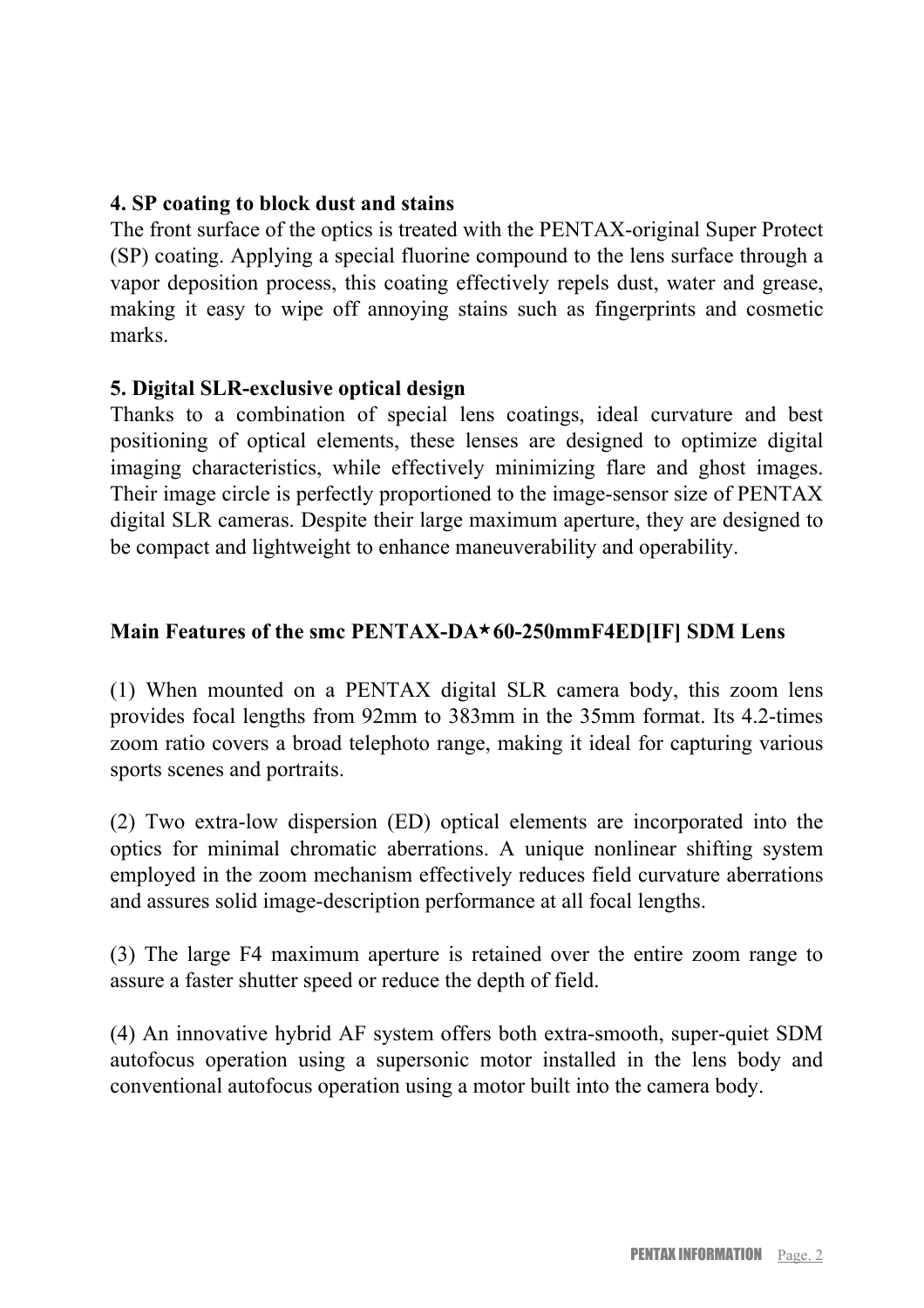**4. SP coating to block dust and stains**

The front surface of the optics is treated with the PENTAX-original Super Protect (SP) coating. Applying a special fluorine compound to the lens surface through a vapor deposition process, this coating effectively repels dust, water and grease, making it easy to wipe off annoying stains such as fingerprints and cosmetic marks.

**5. Digital SLR-exclusive optical design**

Thanks to a combination of special lens coatings, ideal curvature and best positioning of optical elements, these lenses are designed to optimize digital imaging characteristics, while effectively minimizing flare and ghost images. Their image circle is perfectly proportioned to the image-sensor size of PENTAX digital SLR cameras. Despite their large maximum aperture, they are designed to be compact and lightweight to enhance maneuverability and operability.

**Main Features of the smc PENTAX-DA★60-250mmF4ED[IF] SDM Lens**

(1) When mounted on a PENTAX digital SLR camera body, this zoom lens provides focal lengths from 92mm to 383mm in the 35mm format. Its 4.2-times zoom ratio covers a broad telephoto range, making it ideal for capturing various sports scenes and portraits.

(2) Two extra-low dispersion (ED) optical elements are incorporated into the optics for minimal chromatic aberrations. A unique nonlinear shifting system employed in the zoom mechanism effectively reduces field curvature aberrations and assures solid image-description performance at all focal lengths.

(3) The large F4 maximum aperture is retained over the entire zoom range to assure a faster shutter speed or reduce the depth of field.

(4) An innovative hybrid AF system offers both extra-smooth, super-quiet SDM autofocus operation using a supersonic motor installed in the lens body and conventional autofocus operation using a motor built into the camera body.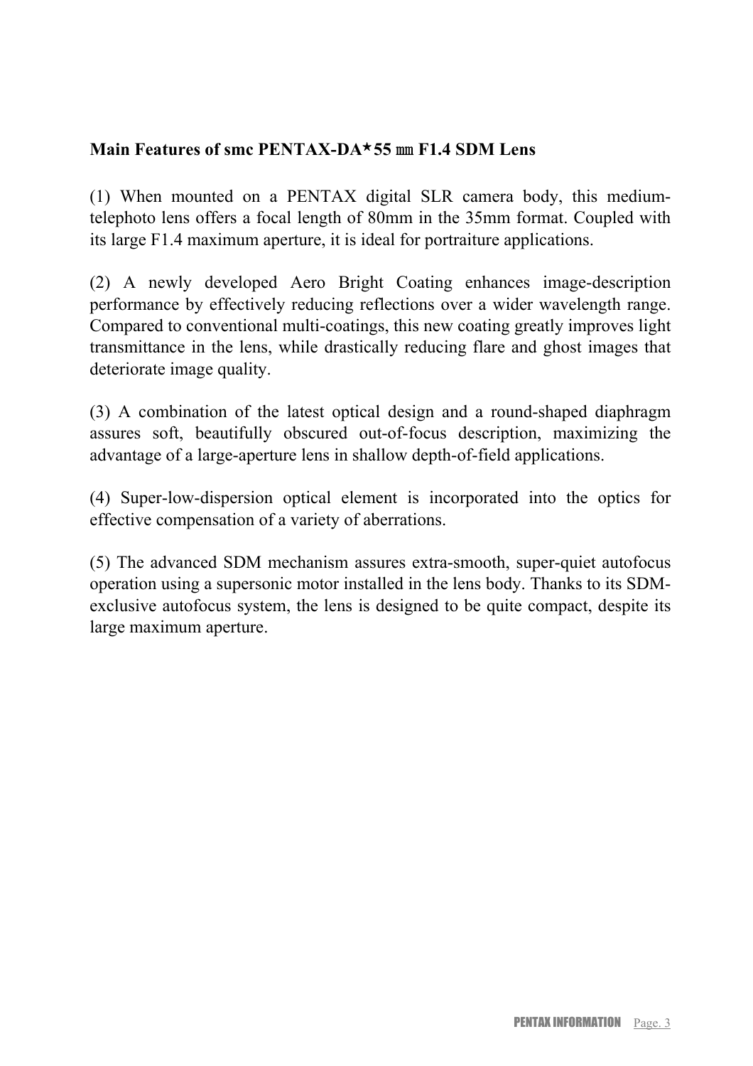**Main Features of smc PENTAX-DA★55 ㎜ F1.4 SDM Lens**

(1) When mounted on a PENTAX digital SLR camera body, this medium-telephoto lens offers a focal length of 80mm in the 35mm format. Coupled with its large F1.4 maximum aperture, it is ideal for portraiture applications.

(2) A newly developed Aero Bright Coating enhances image-description performance by effectively reducing reflections over a wider wavelength range. Compared to conventional multi-coatings, this new coating greatly improves light transmittance in the lens, while drastically reducing flare and ghost images that deteriorate image quality.

(3) A combination of the latest optical design and a round-shaped diaphragm assures soft, beautifully obscured out-of-focus description, maximizing the advantage of a large-aperture lens in shallow depth-of-field applications.

(4) Super-low-dispersion optical element is incorporated into the optics for effective compensation of a variety of aberrations.

(5) The advanced SDM mechanism assures extra-smooth, super-quiet autofocus operation using a supersonic motor installed in the lens body. Thanks to its SDM-exclusive autofocus system, the lens is designed to be quite compact, despite its large maximum aperture.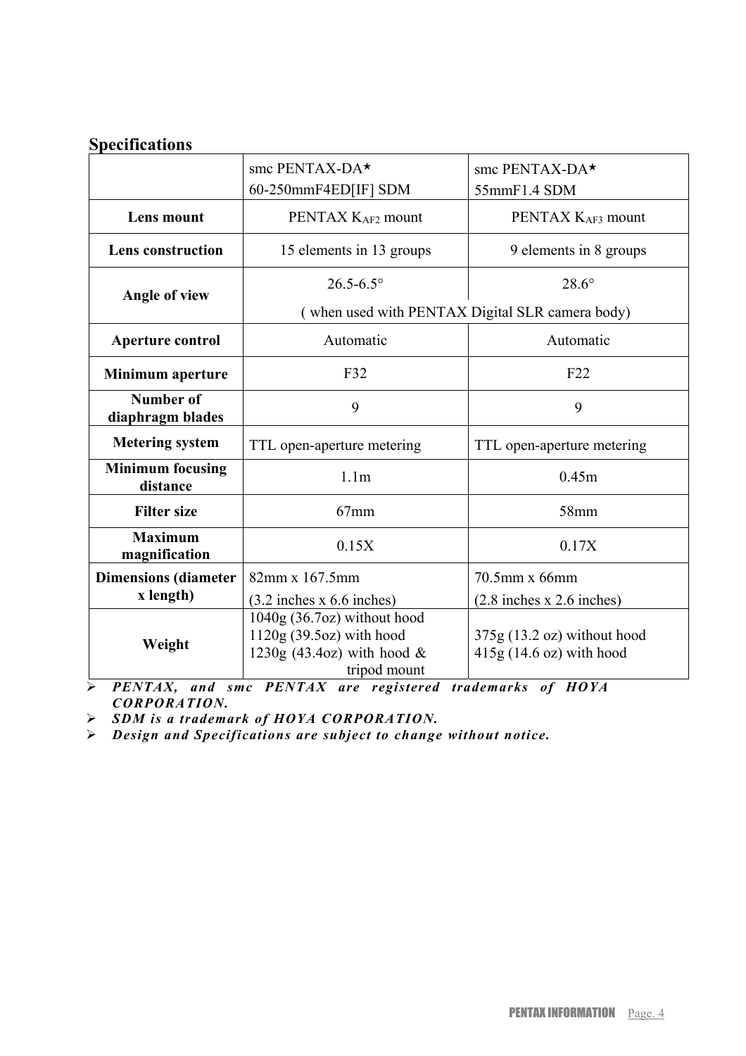## Specifications

| | smc PENTAX-DA★ 60-250mmF4ED[IF] SDM | smc PENTAX-DA★ 55mmF1.4 SDM |
|---|---|---|
| **Lens mount** | PENTAX $K_{AF2}$ mount | PENTAX $K_{AF3}$ mount |
| **Lens construction** | 15 elements in 13 groups | 9 elements in 8 groups |
| **Angle of view** | 26.5-6.5° ( when used with PENTAX Digital SLR camera body) | 28.6° ( when used with PENTAX Digital SLR camera body) |
| **Aperture control** | Automatic | Automatic |
| **Minimum aperture** | F32 | F22 |
| **Number of diaphragm blades** | 9 | 9 |
| **Metering system** | TTL open-aperture metering | TTL open-aperture metering |
| **Minimum focusing distance** | 1.1m | 0.45m |
| **Filter size** | 67mm | 58mm |
| **Maximum magnification** | 0.15X | 0.17X |
| **Dimensions (diameter x length)** | 82mm x 167.5mm (3.2 inches x 6.6 inches) | 70.5mm x 66mm (2.8 inches x 2.6 inches) |
| **Weight** | 1040g (36.7oz) without hood<br>1120g (39.5oz) with hood<br>1230g (43.4oz) with hood & tripod mount | 375g (13.2 oz) without hood<br>415g (14.6 oz) with hood |

- ***PENTAX, and smc PENTAX are registered trademarks of HOYA CORPORATION.***
- ***SDM is a trademark of HOYA CORPORATION.***
- ***Design and Specifications are subject to change without notice.***